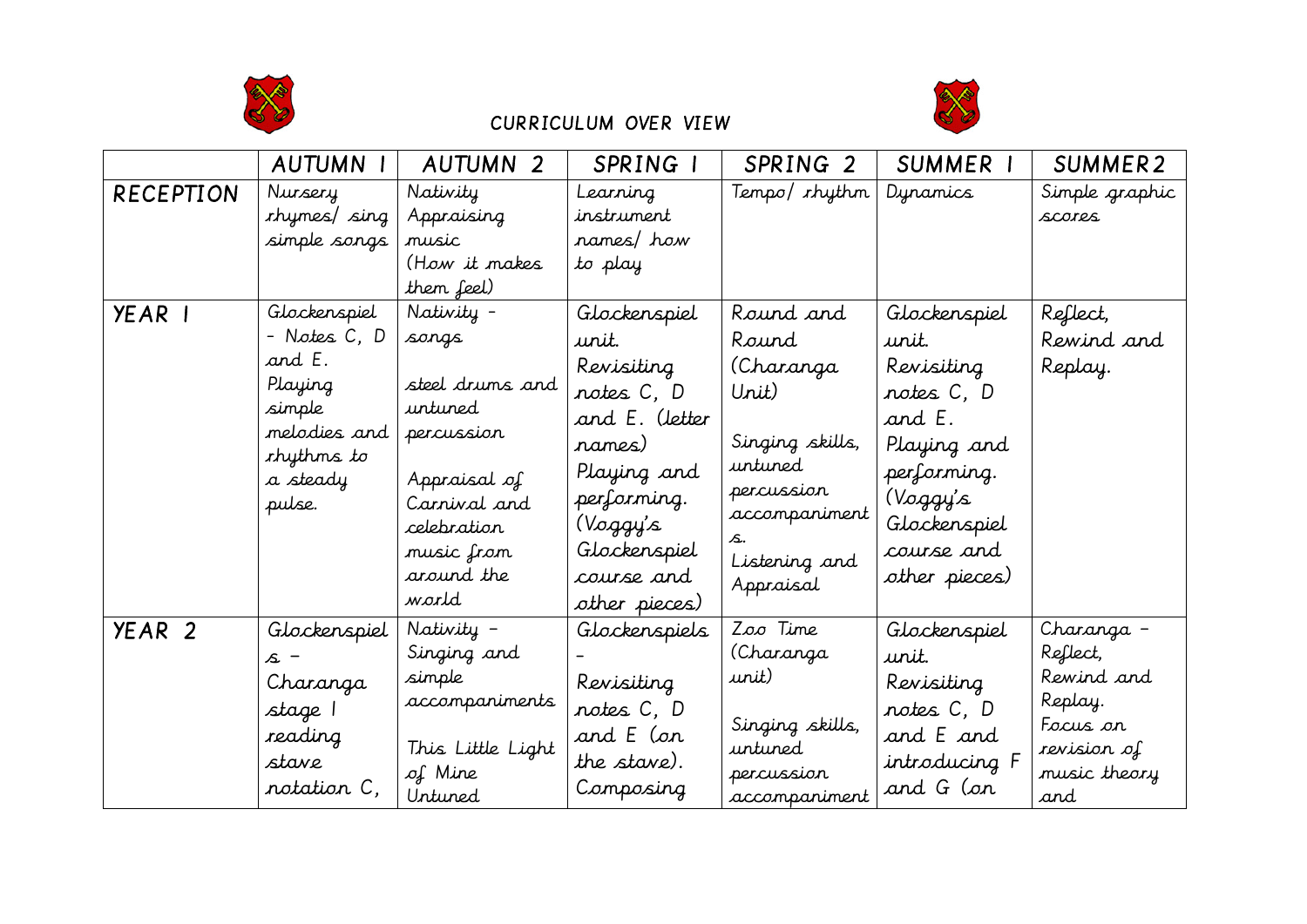# CURRICULUM OVER VIEW

| | AUTUMN 1 | AUTUMN 2 | SPRING 1 | SPRING 2 | SUMMER 1 | SUMMER 2 |
|---|---|---|---|---|---|---|
| RECEPTION | Nursery rhymes/ sing simple songs | Nativity Appraising music (How it makes them feel) | Learning instrument names/ how to play | Tempo/ rhythm | Dynamics | Simple graphic scores |
| YEAR 1 | Glockenspiel - Notes C, D and E. Playing simple melodies and rhythms to a steady pulse. | Nativity - songs<br><br>steel drums and untuned percussion<br><br>Appraisal of Carnival and celebration music from around the world | Glockenspiel unit. Revisiting notes C, D and E. (letter names) Playing and performing. (Voggy's Glockenspiel course and other pieces) | Round and Round (Charanga Unit)<br><br>Singing skills, untuned percussion accompaniments. Listening and Appraisal | Glockenspiel unit. Revisiting notes C, D and E. Playing and performing. (Voggy's Glockenspiel course and other pieces) | Reflect, Rewind and Replay. |
| YEAR 2 | Glockenspiels - Charanga stage 1 reading stave notation C, | Nativity - Singing and simple accompaniments<br><br>This Little Light of Mine Untuned | Glockenspiels - Revisiting notes C, D and E (on the stave). Composing | Zoo Time (Charanga unit)<br><br>Singing skills, untuned percussion accompaniment | Glockenspiel unit. Revisiting notes C, D and E and introducing F and G (on | Charanga - Reflect, Rewind and Replay. Focus on revision of music theory and |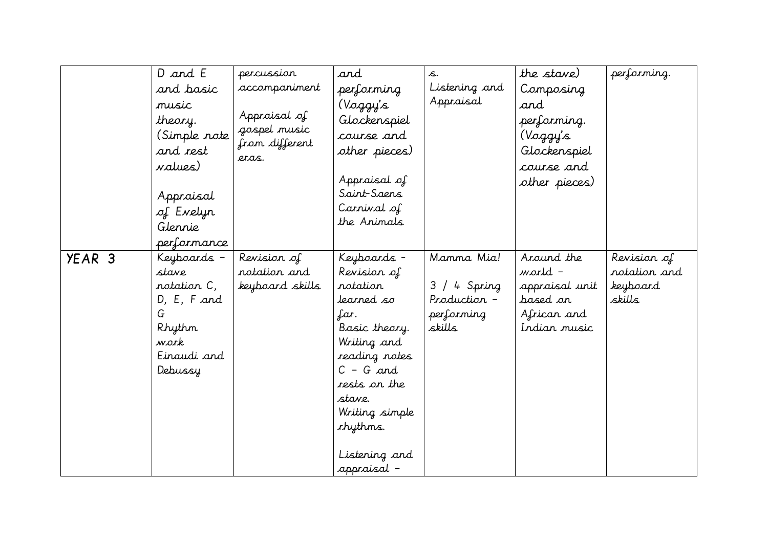| | | | | | | |
|---|---|---|---|---|---|---|
| | D and E and basic music theory. (Simple note and rest values)<br><br>Appraisal of Evelyn Glennie performance | percussion accompaniment<br><br>Appraisal of gospel music from different eras. | and performing (Voggy's Glockenspiel course and other pieces)<br><br>Appraisal of Saint-Saens Carnival of the Animals | s.<br>Listening and Appraisal | the stave)<br>Composing and performing. (Voggy's Glockenspiel course and other pieces) | performing. |
| YEAR 3 | Keyboards – stave notation C, D, E, F and G<br>Rhythm work<br>Einaudi and Debussy | Revision of notation and keyboard skills | Keyboards - Revision of notation learned so far.<br>Basic theory.<br>Writing and reading notes C – G and rests on the stave.<br>Writing simple rhythms.<br><br>Listening and appraisal – | Mamma Mia!<br><br>3 / 4 Spring Production – performing skills | Around the world – appraisal unit based on African and Indian music | Revision of notation and keyboard skills |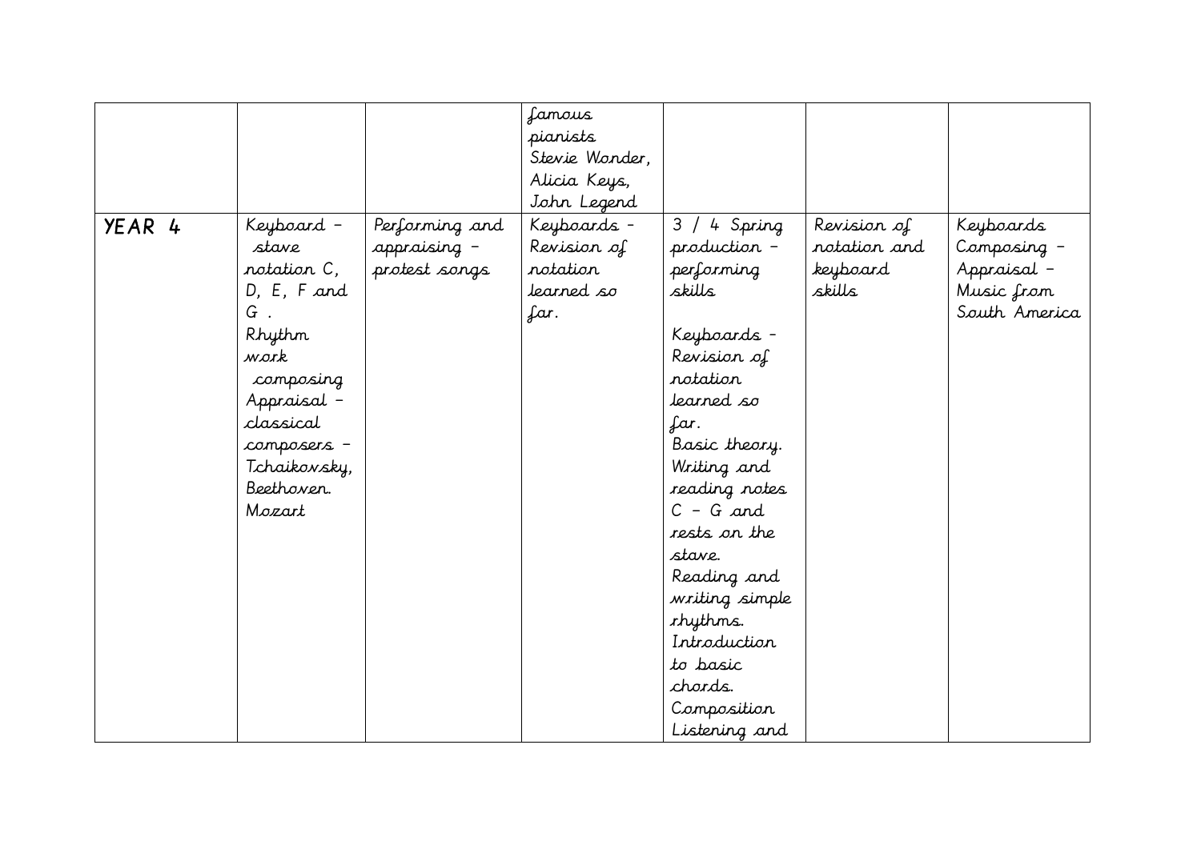| | | | | | | |
|---|---|---|---|---|---|---|
| | | | famous pianists Stevie Wonder, Alicia Keys, John Legend | | | |
| YEAR 4 | Keyboard – stave notation C, D, E, F and G . Rhythm work composing Appraisal – classical composers – Tchaikovsky, Beethoven. Mozart | Performing and appraising – protest songs | Keyboards - Revision of notation learned so far. | 3 / 4 Spring production – performing skills<br><br>Keyboards - Revision of notation learned so far. Basic theory. Writing and reading notes C – G and rests on the stave. Reading and writing simple rhythms. Introduction to basic chords. Composition Listening and | Revision of notation and keyboard skills | Keyboards Composing – Appraisal – Music from South America |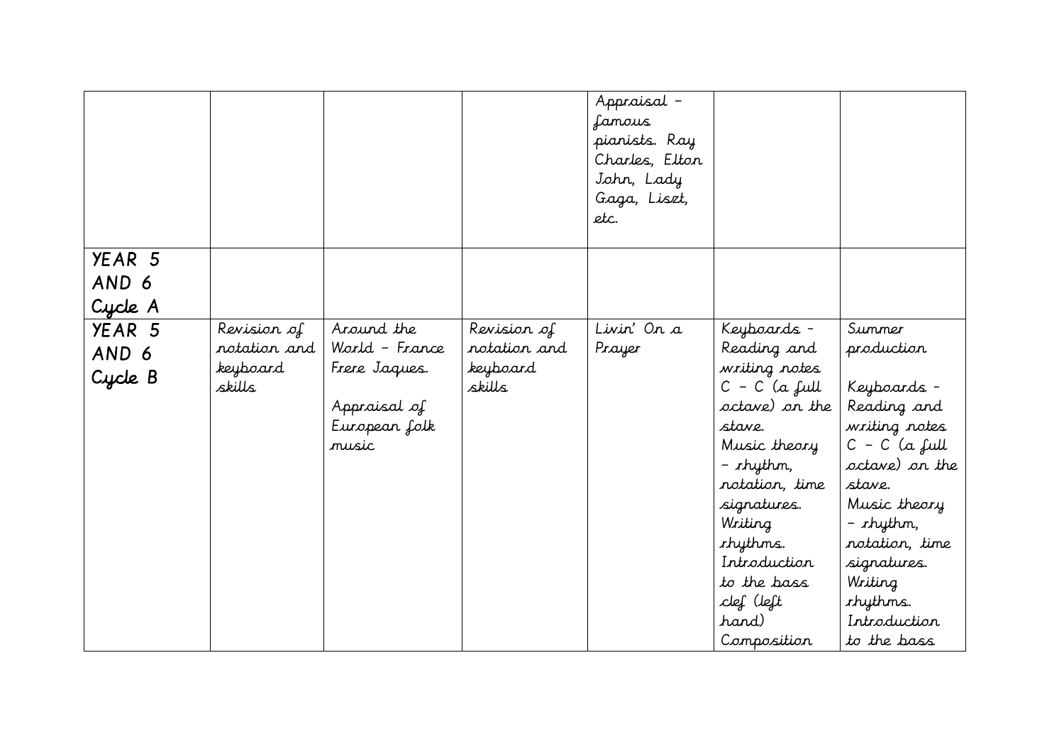| | | | | | | |
|---|---|---|---|---|---|---|
| | | | | Appraisal – famous pianists. Ray Charles, Elton John, Lady Gaga, Liszt, etc. | | |
| YEAR 5 AND 6 Cycle A | | | | | | |
| YEAR 5 AND 6 Cycle B | Revision of notation and keyboard skills | Around the World – France Frere Jaques.<br><br>Appraisal of European folk music | Revision of notation and keyboard skills | Livin' On a Prayer | Keyboards - Reading and writing notes C – C (a full octave) on the stave.<br>Music theory – rhythm, notation, time signatures.<br>Writing rhythms.<br>Introduction to the bass clef (left hand)<br>Composition | Summer production<br><br>Keyboards - Reading and writing notes C – C (a full octave) on the stave.<br>Music theory – rhythm, notation, time signatures.<br>Writing rhythms.<br>Introduction to the bass |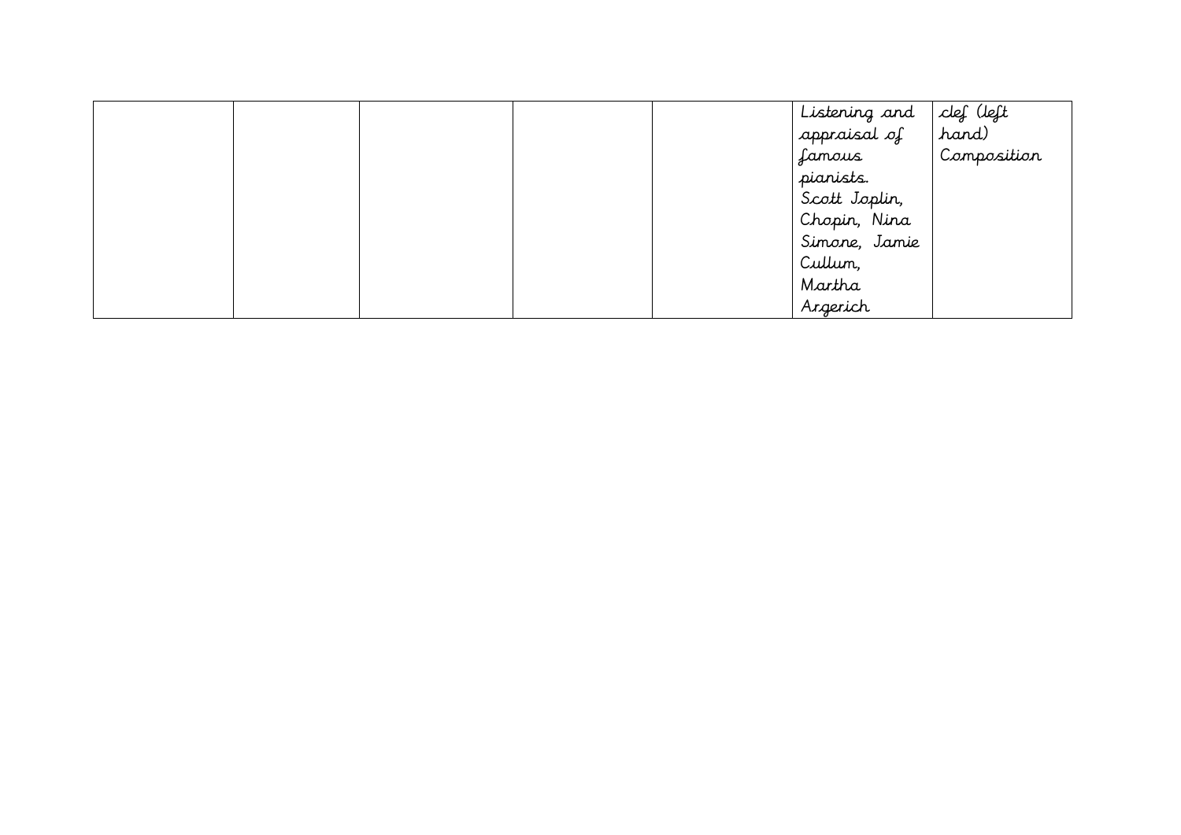| | | | | | | |
|---|---|---|---|---|---|---|
| | | | | | Listening and appraisal of famous pianists. Scott Joplin, Chopin, Nina Simone, Jamie Cullum, Martha Argerich | clef (left hand) Composition |